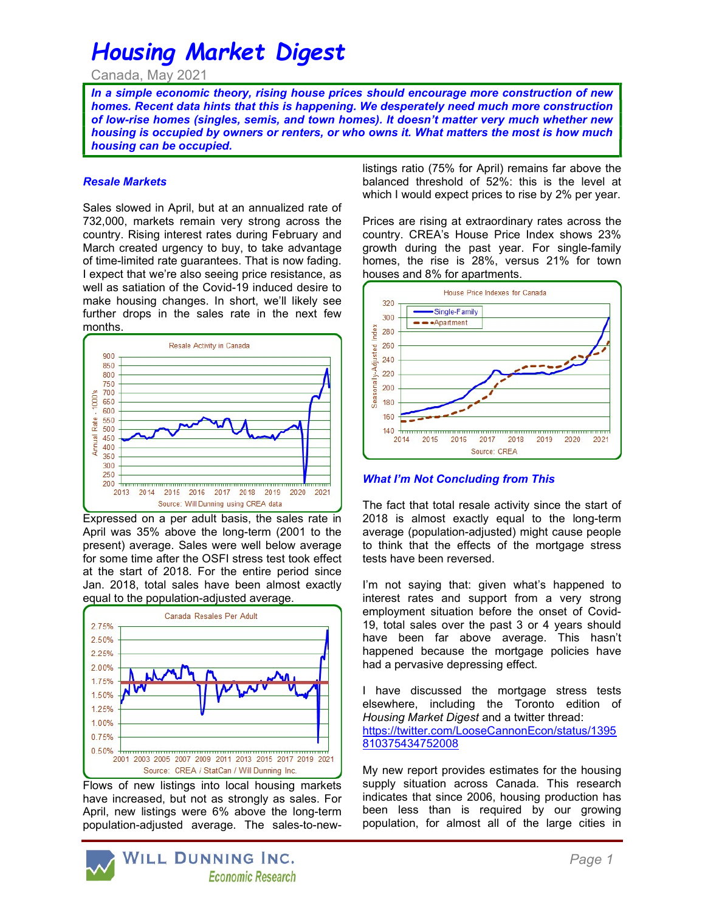# Housing Market Digest

Canada, May 2021

***In a simple economic theory, rising house prices should encourage more construction of new homes. Recent data hints that this is happening. We desperately need much more construction of low-rise homes (singles, semis, and town homes). It doesn't matter very much whether new housing is occupied by owners or renters, or who owns it. What matters the most is how much housing can be occupied.***

### *Resale Markets*

Sales slowed in April, but at an annualized rate of 732,000, markets remain very strong across the country. Rising interest rates during February and March created urgency to buy, to take advantage of time-limited rate guarantees. That is now fading. I expect that we're also seeing price resistance, as well as satiation of the Covid-19 induced desire to make housing changes. In short, we'll likely see further drops in the sales rate in the next few months.

Expressed on a per adult basis, the sales rate in April was 35% above the long-term (2001 to the present) average. Sales were well below average for some time after the OSFI stress test took effect at the start of 2018. For the entire period since Jan. 2018, total sales have been almost exactly equal to the population-adjusted average.

Flows of new listings into local housing markets have increased, but not as strongly as sales. For April, new listings were 6% above the long-term population-adjusted average. The sales-to-new-listings ratio (75% for April) remains far above the balanced threshold of 52%: this is the level at which I would expect prices to rise by 2% per year.

Prices are rising at extraordinary rates across the country. CREA's House Price Index shows 23% growth during the past year. For single-family homes, the rise is 28%, versus 21% for town houses and 8% for apartments.

### *What I'm Not Concluding from This*

The fact that total resale activity since the start of 2018 is almost exactly equal to the long-term average (population-adjusted) might cause people to think that the effects of the mortgage stress tests have been reversed.

I'm not saying that: given what's happened to interest rates and support from a very strong employment situation before the onset of Covid-19, total sales over the past 3 or 4 years should have been far above average. This hasn't happened because the mortgage policies have had a pervasive depressing effect.

I have discussed the mortgage stress tests elsewhere, including the Toronto edition of *Housing Market Digest* and a twitter thread: https://twitter.com/LooseCannonEcon/status/1395810375434752008

My new report provides estimates for the housing supply situation across Canada. This research indicates that since 2006, housing production has been less than is required by our growing population, for almost all of the large cities in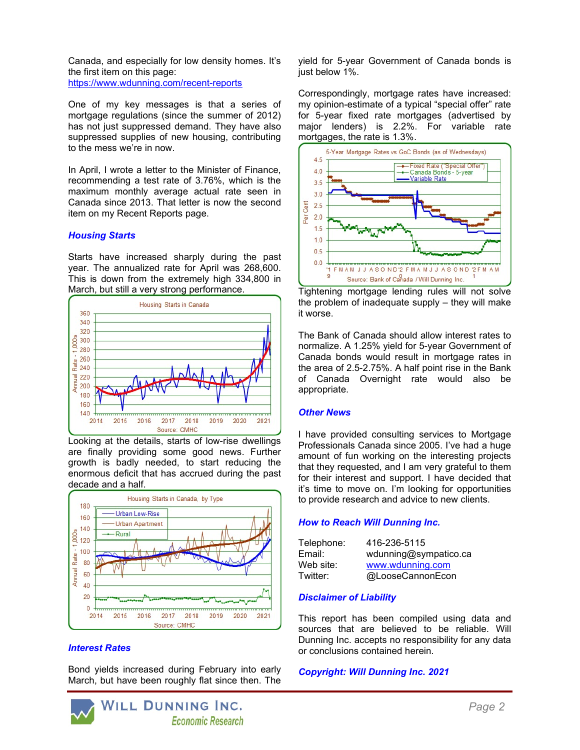Canada, and especially for low density homes. It's the first item on this page: https://www.wdunning.com/recent-reports

One of my key messages is that a series of mortgage regulations (since the summer of 2012) has not just suppressed demand. They have also suppressed supplies of new housing, contributing to the mess we're in now.

In April, I wrote a letter to the Minister of Finance, recommending a test rate of 3.76%, which is the maximum monthly average actual rate seen in Canada since 2013. That letter is now the second item on my Recent Reports page.

### Housing Starts

Starts have increased sharply during the past year. The annualized rate for April was 268,600. This is down from the extremely high 334,800 in March, but still a very strong performance.

Housing Starts in Canada

Annual Rate - 1,000s

360
340
320
300
280
260
240
220
200
180
160
140

2014 2015 2016 2017 2018 2019 2020 2021

Source: CMHC

Looking at the details, starts of low-rise dwellings are finally providing some good news. Further growth is badly needed, to start reducing the enormous deficit that has accrued during the past decade and a half.

Housing Starts in Canada, by Type

Urban Low-Rise
Urban Apartment
Rural

Annual Rate - 1,000s

180
160
140
120
100
80
60
40
20
0

2014 2015 2016 2017 2018 2019 2020 2021

Source: CMHC

### Interest Rates

Bond yields increased during February into early March, but have been roughly flat since then. The yield for 5-year Government of Canada bonds is just below 1%.

Correspondingly, mortgage rates have increased: my opinion-estimate of a typical "special offer" rate for 5-year fixed rate mortgages (advertised by major lenders) is 2.2%. For variable rate mortgages, the rate is 1.3%.

5-Year Mortgage Rates vs GoC Bonds (as of Wednesdays)

Fixed Rate ("Special Offer")
Canada Bonds - 5-year
Variable Rate

Per Cent

4.5
4.0
3.5
3.0
2.5
2.0
1.5
1.0
0.5
0.0

'19 F M A M J J A S O N D '20 F M A M J J A S O N D '21 F M A M

Source: Bank of Canada / Will Dunning Inc.

Tightening mortgage lending rules will not solve the problem of inadequate supply – they will make it worse.

The Bank of Canada should allow interest rates to normalize. A 1.25% yield for 5-year Government of Canada bonds would result in mortgage rates in the area of 2.5-2.75%. A half point rise in the Bank of Canada Overnight rate would also be appropriate.

### Other News

I have provided consulting services to Mortgage Professionals Canada since 2005. I've had a huge amount of fun working on the interesting projects that they requested, and I am very grateful to them for their interest and support. I have decided that it's time to move on. I'm looking for opportunities to provide research and advice to new clients.

### How to Reach Will Dunning Inc.

| | |
|---|---|
| Telephone: | 416-236-5115 |
| Email: | wdunning@sympatico.ca |
| Web site: | www.wdunning.com |
| Twitter: | @LooseCannonEcon |

### Disclaimer of Liability

This report has been compiled using data and sources that are believed to be reliable. Will Dunning Inc. accepts no responsibility for any data or conclusions contained herein.

### Copyright: Will Dunning Inc. 2021